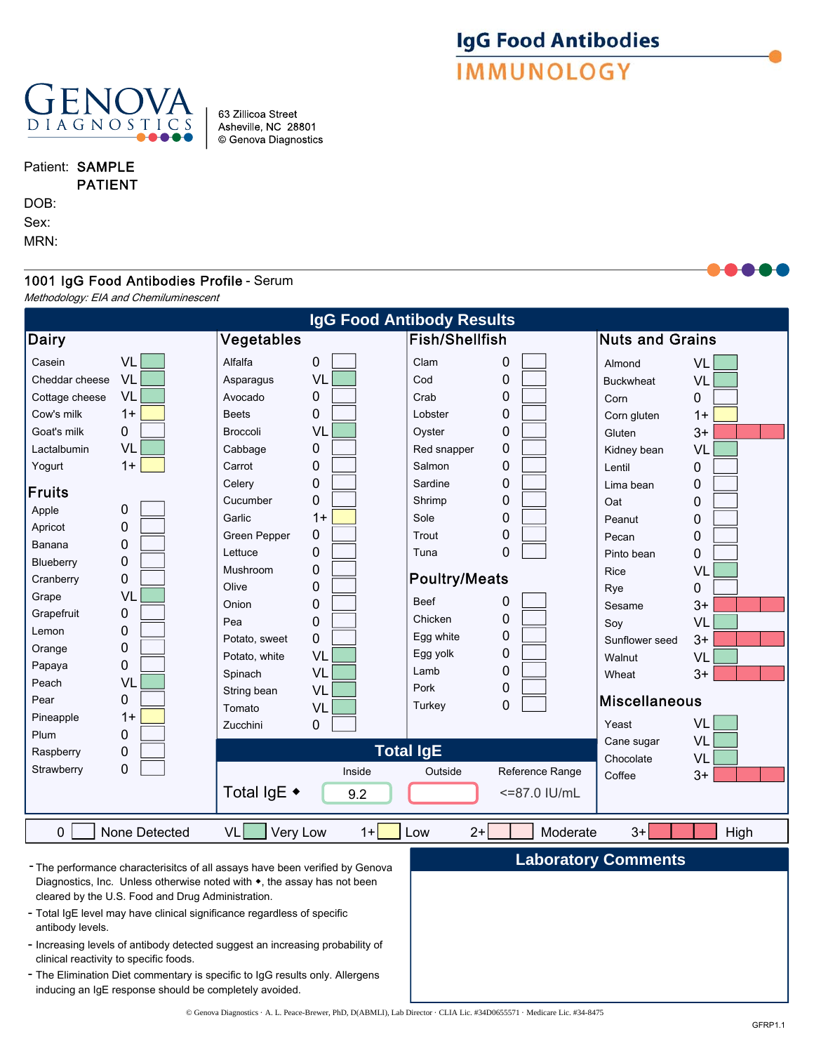# IgG Food Antibodies
## IMMUNOLOGY

**GENOVA DIAGNOSTICS**

63 Zillicoa Street
Asheville, NC 28801
© Genova Diagnostics

Patient: **SAMPLE PATIENT**
DOB:
Sex:
MRN:

## 1001 IgG Food Antibodies Profile - Serum

*Methodology: EIA and Chemiluminescent*

## IgG Food Antibody Results

### Dairy

| Food | Result |
|---|---|
| Casein | VL |
| Cheddar cheese | VL |
| Cottage cheese | VL |
| Cow's milk | 1+ |
| Goat's milk | 0 |
| Lactalbumin | VL |
| Yogurt | 1+ |

### Fruits

| Food | Result |
|---|---|
| Apple | 0 |
| Apricot | 0 |
| Banana | 0 |
| Blueberry | 0 |
| Cranberry | 0 |
| Grape | VL |
| Grapefruit | 0 |
| Lemon | 0 |
| Orange | 0 |
| Papaya | 0 |
| Peach | VL |
| Pear | 0 |
| Pineapple | 1+ |
| Plum | 0 |
| Raspberry | 0 |
| Strawberry | 0 |

### Vegetables

| Food | Result |
|---|---|
| Alfalfa | 0 |
| Asparagus | VL |
| Avocado | 0 |
| Beets | 0 |
| Broccoli | VL |
| Cabbage | 0 |
| Carrot | 0 |
| Celery | 0 |
| Cucumber | 0 |
| Garlic | 1+ |
| Green Pepper | 0 |
| Lettuce | 0 |
| Mushroom | 0 |
| Olive | 0 |
| Onion | 0 |
| Pea | 0 |
| Potato, sweet | 0 |
| Potato, white | VL |
| Spinach | VL |
| String bean | VL |
| Tomato | VL |
| Zucchini | 0 |

### Fish/Shellfish

| Food | Result |
|---|---|
| Clam | 0 |
| Cod | 0 |
| Crab | 0 |
| Lobster | 0 |
| Oyster | 0 |
| Red snapper | 0 |
| Salmon | 0 |
| Sardine | 0 |
| Shrimp | 0 |
| Sole | 0 |
| Trout | 0 |
| Tuna | 0 |

### Poultry/Meats

| Food | Result |
|---|---|
| Beef | 0 |
| Chicken | 0 |
| Egg white | 0 |
| Egg yolk | 0 |
| Lamb | 0 |
| Pork | 0 |
| Turkey | 0 |

### Nuts and Grains

| Food | Result |
|---|---|
| Almond | VL |
| Buckwheat | VL |
| Corn | 0 |
| Corn gluten | 1+ |
| Gluten | 3+ |
| Kidney bean | VL |
| Lentil | 0 |
| Lima bean | 0 |
| Oat | 0 |
| Peanut | 0 |
| Pecan | 0 |
| Pinto bean | 0 |
| Rice | VL |
| Rye | 0 |
| Sesame | 3+ |
| Soy | VL |
| Sunflower seed | 3+ |
| Walnut | VL |
| Wheat | 3+ |

### Miscellaneous

| Food | Result |
|---|---|
| Yeast | VL |
| Cane sugar | VL |
| Chocolate | VL |
| Coffee | 3+ |

### Total IgE

| | Inside | Outside | Reference Range |
|---|---|---|---|
| Total IgE ◆ | 9.2 | | <=87.0 IU/mL |

**Legend:** 0 None Detected | VL Very Low | 1+ Low | 2+ Moderate | 3+ High

- The performance characterisitcs of all assays have been verified by Genova Diagnostics, Inc. Unless otherwise noted with ◆, the assay has not been cleared by the U.S. Food and Drug Administration.
- Total IgE level may have clinical significance regardless of specific antibody levels.
- Increasing levels of antibody detected suggest an increasing probability of clinical reactivity to specific foods.
- The Elimination Diet commentary is specific to IgG results only. Allergens inducing an IgE response should be completely avoided.

## Laboratory Comments

© Genova Diagnostics · A. L. Peace-Brewer, PhD, D(ABMLI), Lab Director · CLIA Lic. #34D0655571 · Medicare Lic. #34-8475

GFRP1.1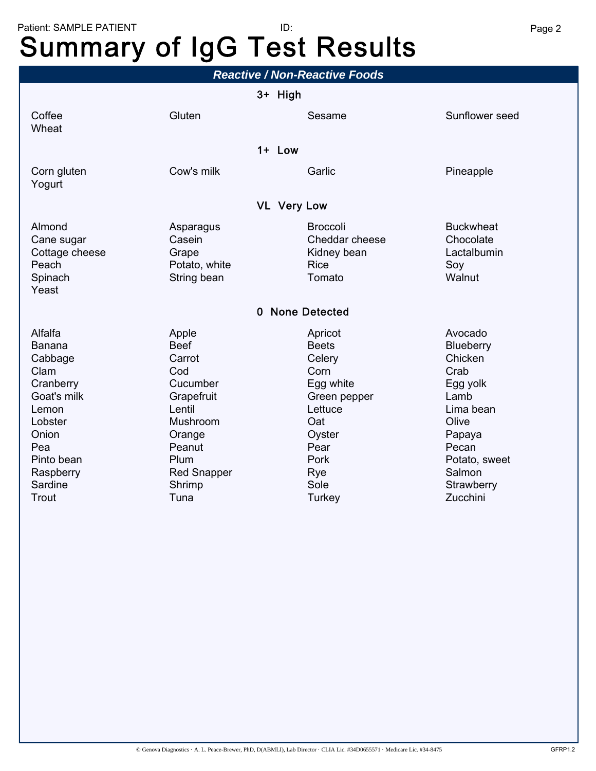Patient: SAMPLE PATIENT ID:

# Summary of IgG Test Results

## Reactive / Non-Reactive Foods

### 3+ High

| | | | |
|---|---|---|---|
| Coffee | Gluten | Sesame | Sunflower seed |
| Wheat | | | |

### 1+ Low

| | | | |
|---|---|---|---|
| Corn gluten | Cow's milk | Garlic | Pineapple |
| Yogurt | | | |

### VL Very Low

| | | | |
|---|---|---|---|
| Almond | Asparagus | Broccoli | Buckwheat |
| Cane sugar | Casein | Cheddar cheese | Chocolate |
| Cottage cheese | Grape | Kidney bean | Lactalbumin |
| Peach | Potato, white | Rice | Soy |
| Spinach | String bean | Tomato | Walnut |
| Yeast | | | |

### 0 None Detected

| | | | |
|---|---|---|---|
| Alfalfa | Apple | Apricot | Avocado |
| Banana | Beef | Beets | Blueberry |
| Cabbage | Carrot | Celery | Chicken |
| Clam | Cod | Corn | Crab |
| Cranberry | Cucumber | Egg white | Egg yolk |
| Goat's milk | Grapefruit | Green pepper | Lamb |
| Lemon | Lentil | Lettuce | Lima bean |
| Lobster | Mushroom | Oat | Olive |
| Onion | Orange | Oyster | Papaya |
| Pea | Peanut | Pear | Pecan |
| Pinto bean | Plum | Pork | Potato, sweet |
| Raspberry | Red Snapper | Rye | Salmon |
| Sardine | Shrimp | Sole | Strawberry |
| Trout | Tuna | Turkey | Zucchini |

© Genova Diagnostics · A. L. Peace-Brewer, PhD, D(ABMLI), Lab Director · CLIA Lic. #34D0655571 · Medicare Lic. #34-8475 GFRP1.2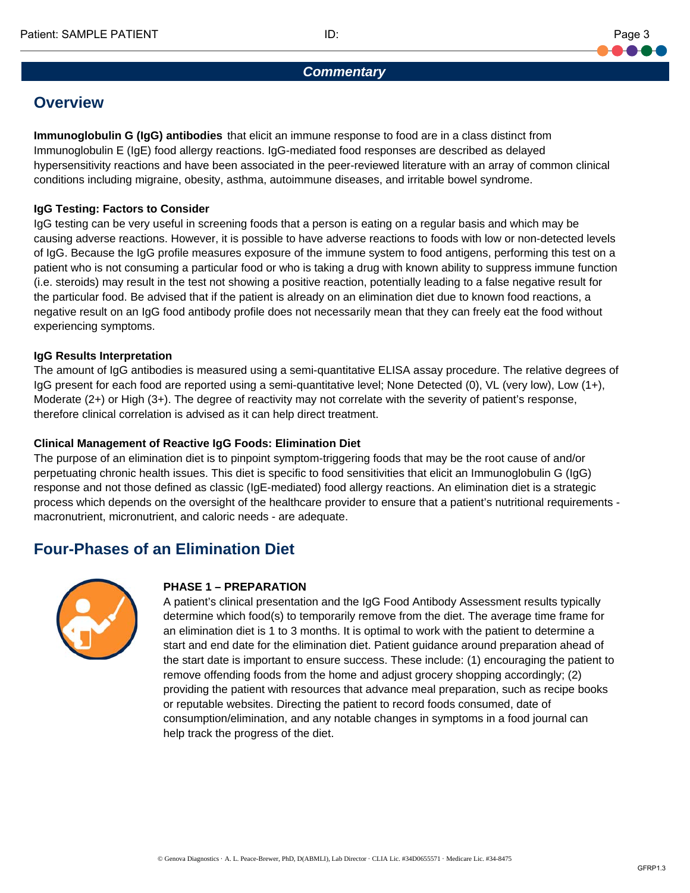## Commentary

## Overview

**Immunoglobulin G (IgG) antibodies** that elicit an immune response to food are in a class distinct from Immunoglobulin E (IgE) food allergy reactions. IgG-mediated food responses are described as delayed hypersensitivity reactions and have been associated in the peer-reviewed literature with an array of common clinical conditions including migraine, obesity, asthma, autoimmune diseases, and irritable bowel syndrome.

**IgG Testing: Factors to Consider**

IgG testing can be very useful in screening foods that a person is eating on a regular basis and which may be causing adverse reactions. However, it is possible to have adverse reactions to foods with low or non-detected levels of IgG. Because the IgG profile measures exposure of the immune system to food antigens, performing this test on a patient who is not consuming a particular food or who is taking a drug with known ability to suppress immune function (i.e. steroids) may result in the test not showing a positive reaction, potentially leading to a false negative result for the particular food. Be advised that if the patient is already on an elimination diet due to known food reactions, a negative result on an IgG food antibody profile does not necessarily mean that they can freely eat the food without experiencing symptoms.

**IgG Results Interpretation**

The amount of IgG antibodies is measured using a semi-quantitative ELISA assay procedure. The relative degrees of IgG present for each food are reported using a semi-quantitative level; None Detected (0), VL (very low), Low (1+), Moderate (2+) or High (3+). The degree of reactivity may not correlate with the severity of patient's response, therefore clinical correlation is advised as it can help direct treatment.

**Clinical Management of Reactive IgG Foods: Elimination Diet**

The purpose of an elimination diet is to pinpoint symptom-triggering foods that may be the root cause of and/or perpetuating chronic health issues. This diet is specific to food sensitivities that elicit an Immunoglobulin G (IgG) response and not those defined as classic (IgE-mediated) food allergy reactions. An elimination diet is a strategic process which depends on the oversight of the healthcare provider to ensure that a patient's nutritional requirements - macronutrient, micronutrient, and caloric needs - are adequate.

## Four-Phases of an Elimination Diet

**PHASE 1 – PREPARATION**

A patient's clinical presentation and the IgG Food Antibody Assessment results typically determine which food(s) to temporarily remove from the diet. The average time frame for an elimination diet is 1 to 3 months. It is optimal to work with the patient to determine a start and end date for the elimination diet. Patient guidance around preparation ahead of the start date is important to ensure success. These include: (1) encouraging the patient to remove offending foods from the home and adjust grocery shopping accordingly; (2) providing the patient with resources that advance meal preparation, such as recipe books or reputable websites. Directing the patient to record foods consumed, date of consumption/elimination, and any notable changes in symptoms in a food journal can help track the progress of the diet.

© Genova Diagnostics · A. L. Peace-Brewer, PhD, D(ABMLI), Lab Director · CLIA Lic. #34D0655571 · Medicare Lic. #34-8475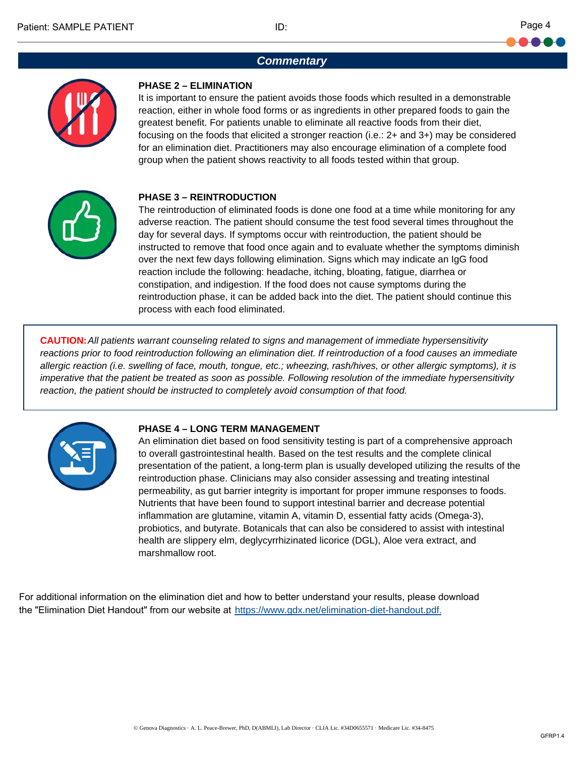## Commentary

### PHASE 2 – ELIMINATION

It is important to ensure the patient avoids those foods which resulted in a demonstrable reaction, either in whole food forms or as ingredients in other prepared foods to gain the greatest benefit. For patients unable to eliminate all reactive foods from their diet, focusing on the foods that elicited a stronger reaction (i.e.: 2+ and 3+) may be considered for an elimination diet. Practitioners may also encourage elimination of a complete food group when the patient shows reactivity to all foods tested within that group.

### PHASE 3 – REINTRODUCTION

The reintroduction of eliminated foods is done one food at a time while monitoring for any adverse reaction. The patient should consume the test food several times throughout the day for several days. If symptoms occur with reintroduction, the patient should be instructed to remove that food once again and to evaluate whether the symptoms diminish over the next few days following elimination. Signs which may indicate an IgG food reaction include the following: headache, itching, bloating, fatigue, diarrhea or constipation, and indigestion. If the food does not cause symptoms during the reintroduction phase, it can be added back into the diet. The patient should continue this process with each food eliminated.

**CAUTION:** *All patients warrant counseling related to signs and management of immediate hypersensitivity reactions prior to food reintroduction following an elimination diet. If reintroduction of a food causes an immediate allergic reaction (i.e. swelling of face, mouth, tongue, etc.; wheezing, rash/hives, or other allergic symptoms), it is imperative that the patient be treated as soon as possible. Following resolution of the immediate hypersensitivity reaction, the patient should be instructed to completely avoid consumption of that food.*

### PHASE 4 – LONG TERM MANAGEMENT

An elimination diet based on food sensitivity testing is part of a comprehensive approach to overall gastrointestinal health. Based on the test results and the complete clinical presentation of the patient, a long-term plan is usually developed utilizing the results of the reintroduction phase. Clinicians may also consider assessing and treating intestinal permeability, as gut barrier integrity is important for proper immune responses to foods. Nutrients that have been found to support intestinal barrier and decrease potential inflammation are glutamine, vitamin A, vitamin D, essential fatty acids (Omega-3), probiotics, and butyrate. Botanicals that can also be considered to assist with intestinal health are slippery elm, deglycyrrhizinated licorice (DGL), Aloe vera extract, and marshmallow root.

For additional information on the elimination diet and how to better understand your results, please download the "Elimination Diet Handout" from our website at https://www.gdx.net/elimination-diet-handout.pdf.